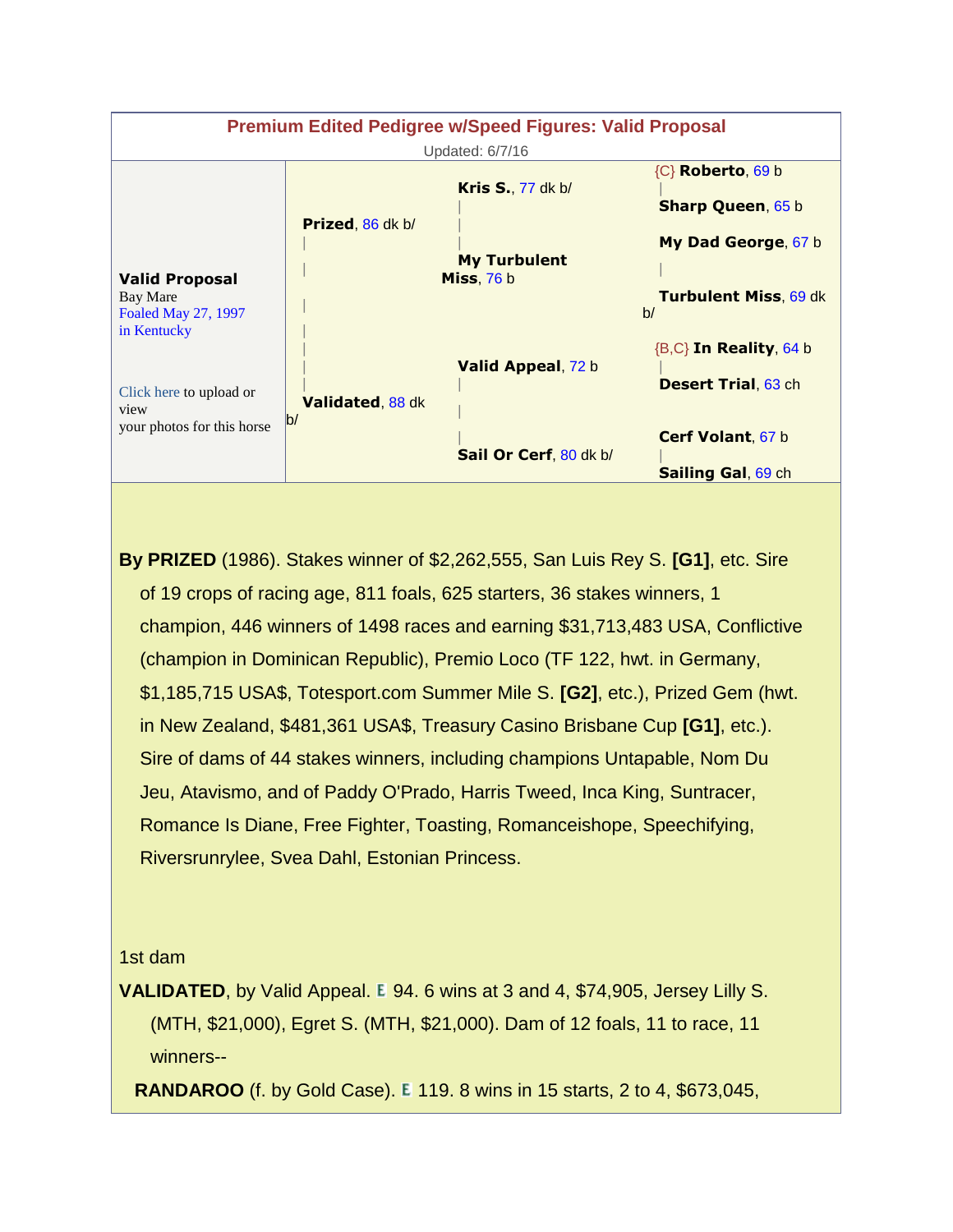## Premium Edited Pedigree w/Speed Figures: Valid Proposal

Updated: 6/7/16

| | | | |
|---|---|---|---|
| **Valid Proposal**<br>Bay Mare<br>Foaled May 27, 1997<br>in Kentucky<br><br>Click here to upload or view your photos for this horse | **Prized**, 86 dk b/ | **Kris S.**, 77 dk b/ | {C} **Roberto**, 69 b |
| | | | **Sharp Queen**, 65 b |
| | | **My Turbulent Miss**, 76 b | **My Dad George**, 67 b |
| | | | **Turbulent Miss**, 69 dk b/ |
| | **Validated**, 88 dk b/ | **Valid Appeal**, 72 b | {B,C} **In Reality**, 64 b |
| | | | **Desert Trial**, 63 ch |
| | | **Sail Or Cerf**, 80 dk b/ | **Cerf Volant**, 67 b |
| | | | **Sailing Gal**, 69 ch |

**By PRIZED** (1986). Stakes winner of $2,262,555, San Luis Rey S. **[G1]**, etc. Sire of 19 crops of racing age, 811 foals, 625 starters, 36 stakes winners, 1 champion, 446 winners of 1498 races and earning $31,713,483 USA, Conflictive (champion in Dominican Republic), Premio Loco (TF 122, hwt. in Germany, $1,185,715 USA$, Totesport.com Summer Mile S. **[G2]**, etc.), Prized Gem (hwt. in New Zealand, $481,361 USA$, Treasury Casino Brisbane Cup **[G1]**, etc.). Sire of dams of 44 stakes winners, including champions Untapable, Nom Du Jeu, Atavismo, and of Paddy O'Prado, Harris Tweed, Inca King, Suntracer, Romance Is Diane, Free Fighter, Toasting, Romanceishope, Speechifying, Riversrunrylee, Svea Dahl, Estonian Princess.

1st dam

**VALIDATED**, by Valid Appeal. E 94. 6 wins at 3 and 4, $74,905, Jersey Lilly S. (MTH, $21,000), Egret S. (MTH, $21,000). Dam of 12 foals, 11 to race, 11 winners--

**RANDAROO** (f. by Gold Case). E 119. 8 wins in 15 starts, 2 to 4, $673,045,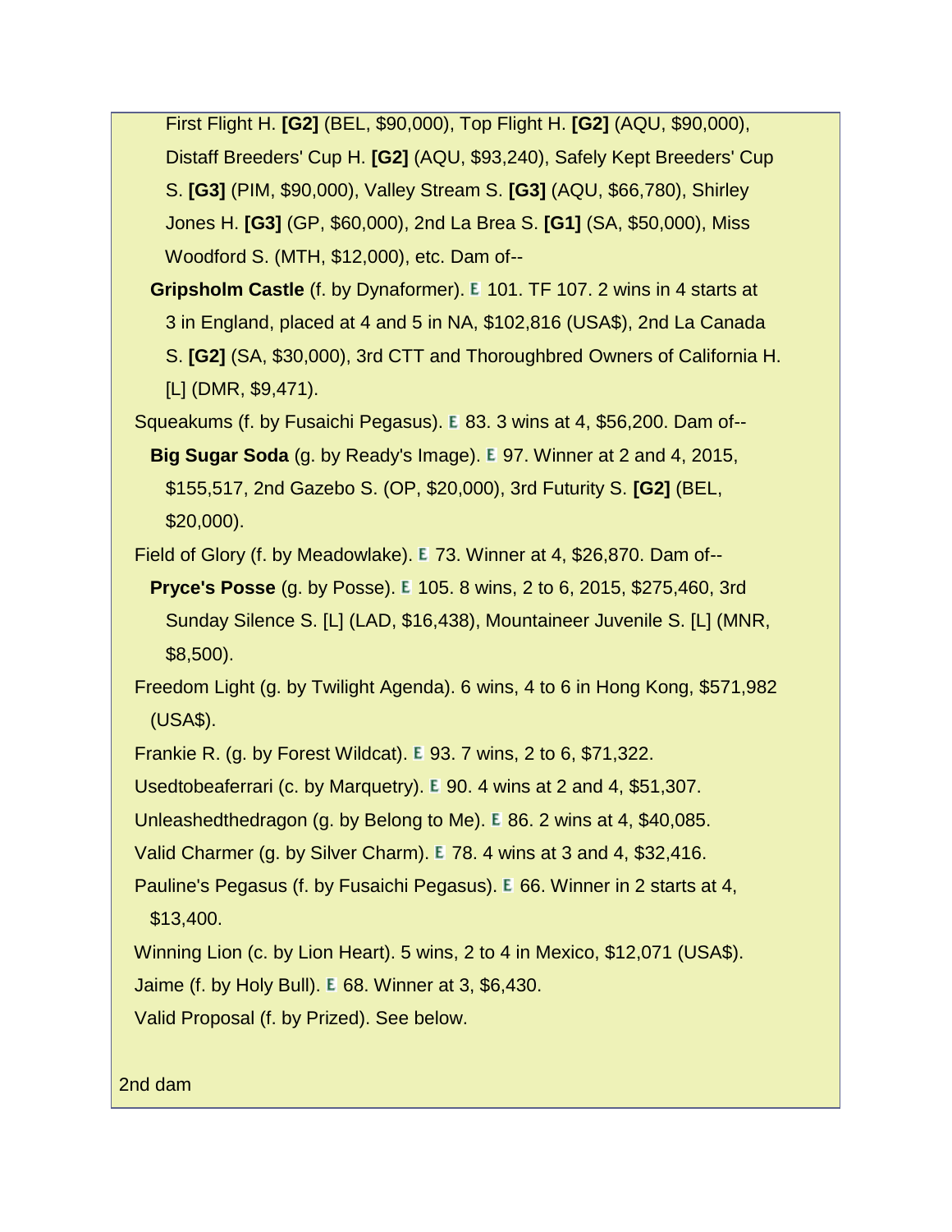First Flight H. **[G2]** (BEL, $90,000), Top Flight H. **[G2]** (AQU, $90,000), Distaff Breeders' Cup H. **[G2]** (AQU, $93,240), Safely Kept Breeders' Cup S. **[G3]** (PIM, $90,000), Valley Stream S. **[G3]** (AQU, $66,780), Shirley Jones H. **[G3]** (GP, $60,000), 2nd La Brea S. **[G1]** (SA, $50,000), Miss Woodford S. (MTH, $12,000), etc. Dam of--

**Gripsholm Castle** (f. by Dynaformer). E 101. TF 107. 2 wins in 4 starts at 3 in England, placed at 4 and 5 in NA, $102,816 (USA$), 2nd La Canada S. **[G2]** (SA, $30,000), 3rd CTT and Thoroughbred Owners of California H. [L] (DMR, $9,471).

Squeakums (f. by Fusaichi Pegasus). E 83. 3 wins at 4, $56,200. Dam of--

**Big Sugar Soda** (g. by Ready's Image). E 97. Winner at 2 and 4, 2015, $155,517, 2nd Gazebo S. (OP, $20,000), 3rd Futurity S. **[G2]** (BEL, $20,000).

Field of Glory (f. by Meadowlake). E 73. Winner at 4, $26,870. Dam of--

**Pryce's Posse** (g. by Posse). E 105. 8 wins, 2 to 6, 2015, $275,460, 3rd Sunday Silence S. [L] (LAD, $16,438), Mountaineer Juvenile S. [L] (MNR, $8,500).

Freedom Light (g. by Twilight Agenda). 6 wins, 4 to 6 in Hong Kong, $571,982 (USA$).

Frankie R. (g. by Forest Wildcat). E 93. 7 wins, 2 to 6, $71,322.

Usedtobeaferrari (c. by Marquetry). E 90. 4 wins at 2 and 4, $51,307.

Unleashedthedragon (g. by Belong to Me). E 86. 2 wins at 4, $40,085.

Valid Charmer (g. by Silver Charm). E 78. 4 wins at 3 and 4, $32,416.

Pauline's Pegasus (f. by Fusaichi Pegasus). E 66. Winner in 2 starts at 4, $13,400.

Winning Lion (c. by Lion Heart). 5 wins, 2 to 4 in Mexico, $12,071 (USA$).

Jaime (f. by Holy Bull). E 68. Winner at 3, $6,430.

Valid Proposal (f. by Prized). See below.

2nd dam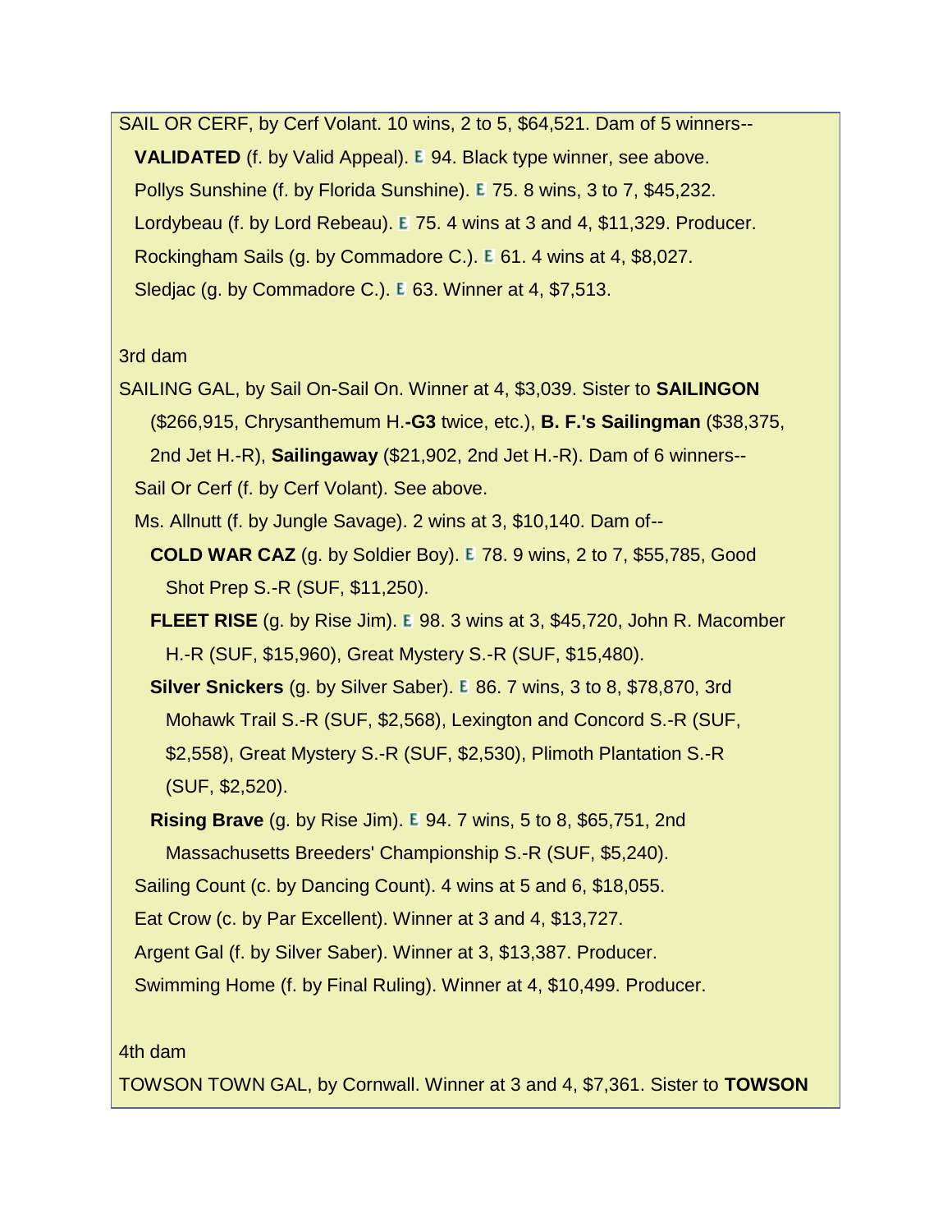SAIL OR CERF, by Cerf Volant. 10 wins, 2 to 5, $64,521. Dam of 5 winners--

- **VALIDATED** (f. by Valid Appeal). E 94. Black type winner, see above.
- Pollys Sunshine (f. by Florida Sunshine). E 75. 8 wins, 3 to 7, $45,232.
- Lordybeau (f. by Lord Rebeau). E 75. 4 wins at 3 and 4, $11,329. Producer.
- Rockingham Sails (g. by Commadore C.). E 61. 4 wins at 4, $8,027.
- Sledjac (g. by Commadore C.). E 63. Winner at 4, $7,513.

3rd dam

SAILING GAL, by Sail On-Sail On. Winner at 4, $3,039. Sister to **SAILINGON** ($266,915, Chrysanthemum H.**-G3** twice, etc.), **B. F.'s Sailingman** ($38,375, 2nd Jet H.-R), **Sailingaway** ($21,902, 2nd Jet H.-R). Dam of 6 winners--

- Sail Or Cerf (f. by Cerf Volant). See above.
- Ms. Allnutt (f. by Jungle Savage). 2 wins at 3, $10,140. Dam of--
  - **COLD WAR CAZ** (g. by Soldier Boy). E 78. 9 wins, 2 to 7, $55,785, Good Shot Prep S.-R (SUF, $11,250).
  - **FLEET RISE** (g. by Rise Jim). E 98. 3 wins at 3, $45,720, John R. Macomber H.-R (SUF, $15,960), Great Mystery S.-R (SUF, $15,480).
  - **Silver Snickers** (g. by Silver Saber). E 86. 7 wins, 3 to 8, $78,870, 3rd Mohawk Trail S.-R (SUF, $2,568), Lexington and Concord S.-R (SUF, $2,558), Great Mystery S.-R (SUF, $2,530), Plimoth Plantation S.-R (SUF, $2,520).
  - **Rising Brave** (g. by Rise Jim). E 94. 7 wins, 5 to 8, $65,751, 2nd Massachusetts Breeders' Championship S.-R (SUF, $5,240).
- Sailing Count (c. by Dancing Count). 4 wins at 5 and 6, $18,055.
- Eat Crow (c. by Par Excellent). Winner at 3 and 4, $13,727.
- Argent Gal (f. by Silver Saber). Winner at 3, $13,387. Producer.
- Swimming Home (f. by Final Ruling). Winner at 4, $10,499. Producer.

4th dam

TOWSON TOWN GAL, by Cornwall. Winner at 3 and 4, $7,361. Sister to **TOWSON**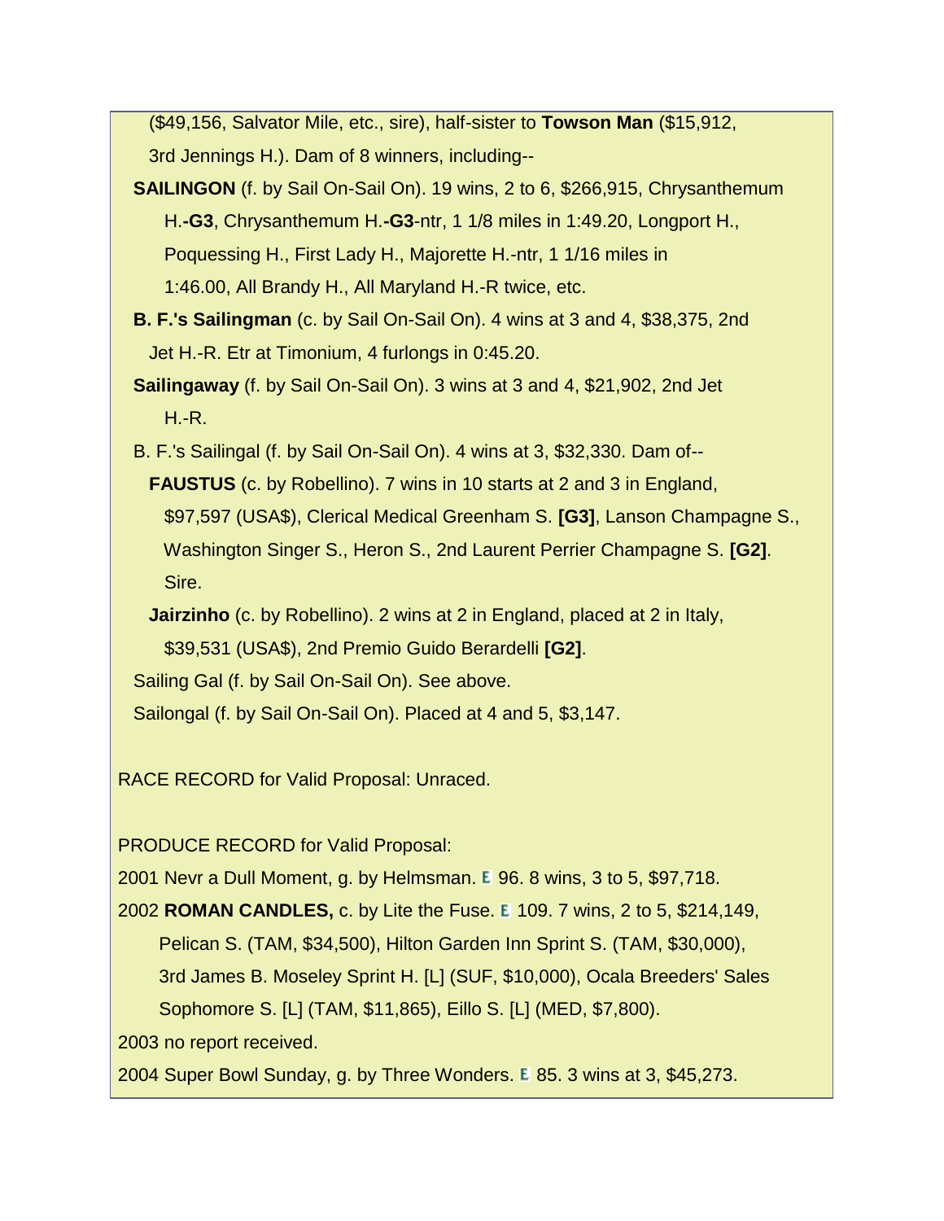($49,156, Salvator Mile, etc., sire), half-sister to **Towson Man** ($15,912, 3rd Jennings H.). Dam of 8 winners, including--

**SAILINGON** (f. by Sail On-Sail On). 19 wins, 2 to 6, $266,915, Chrysanthemum H.**-G3**, Chrysanthemum H.**-G3**-ntr, 1 1/8 miles in 1:49.20, Longport H., Poquessing H., First Lady H., Majorette H.-ntr, 1 1/16 miles in 1:46.00, All Brandy H., All Maryland H.-R twice, etc.

**B. F.'s Sailingman** (c. by Sail On-Sail On). 4 wins at 3 and 4, $38,375, 2nd Jet H.-R. Etr at Timonium, 4 furlongs in 0:45.20.

**Sailingaway** (f. by Sail On-Sail On). 3 wins at 3 and 4, $21,902, 2nd Jet H.-R.

B. F.'s Sailingal (f. by Sail On-Sail On). 4 wins at 3, $32,330. Dam of--

**FAUSTUS** (c. by Robellino). 7 wins in 10 starts at 2 and 3 in England, $97,597 (USA$), Clerical Medical Greenham S. **[G3]**, Lanson Champagne S., Washington Singer S., Heron S., 2nd Laurent Perrier Champagne S. **[G2]**. Sire.

**Jairzinho** (c. by Robellino). 2 wins at 2 in England, placed at 2 in Italy, $39,531 (USA$), 2nd Premio Guido Berardelli **[G2]**.

Sailing Gal (f. by Sail On-Sail On). See above.

Sailongal (f. by Sail On-Sail On). Placed at 4 and 5, $3,147.

RACE RECORD for Valid Proposal: Unraced.

PRODUCE RECORD for Valid Proposal:

2001 Nevr a Dull Moment, g. by Helmsman. E 96. 8 wins, 3 to 5, $97,718.

2002 **ROMAN CANDLES,** c. by Lite the Fuse. E 109. 7 wins, 2 to 5, $214,149, Pelican S. (TAM, $34,500), Hilton Garden Inn Sprint S. (TAM, $30,000), 3rd James B. Moseley Sprint H. [L] (SUF, $10,000), Ocala Breeders' Sales Sophomore S. [L] (TAM, $11,865), Eillo S. [L] (MED, $7,800).

2003 no report received.

2004 Super Bowl Sunday, g. by Three Wonders. E 85. 3 wins at 3, $45,273.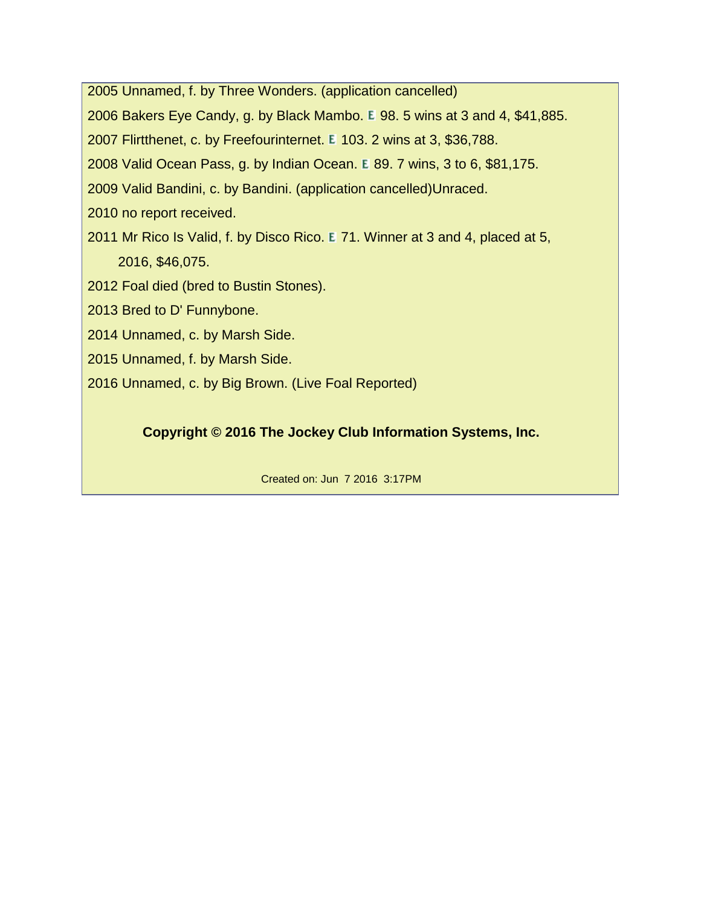2005 Unnamed, f. by Three Wonders. (application cancelled)

2006 Bakers Eye Candy, g. by Black Mambo. E 98. 5 wins at 3 and 4, $41,885.

2007 Flirtthenet, c. by Freefourinternet. E 103. 2 wins at 3, $36,788.

2008 Valid Ocean Pass, g. by Indian Ocean. E 89. 7 wins, 3 to 6, $81,175.

2009 Valid Bandini, c. by Bandini. (application cancelled)Unraced.

2010 no report received.

2011 Mr Rico Is Valid, f. by Disco Rico. E 71. Winner at 3 and 4, placed at 5, 2016, $46,075.

2012 Foal died (bred to Bustin Stones).

2013 Bred to D' Funnybone.

2014 Unnamed, c. by Marsh Side.

2015 Unnamed, f. by Marsh Side.

2016 Unnamed, c. by Big Brown. (Live Foal Reported)

**Copyright © 2016 The Jockey Club Information Systems, Inc.**

Created on: Jun 7 2016 3:17PM